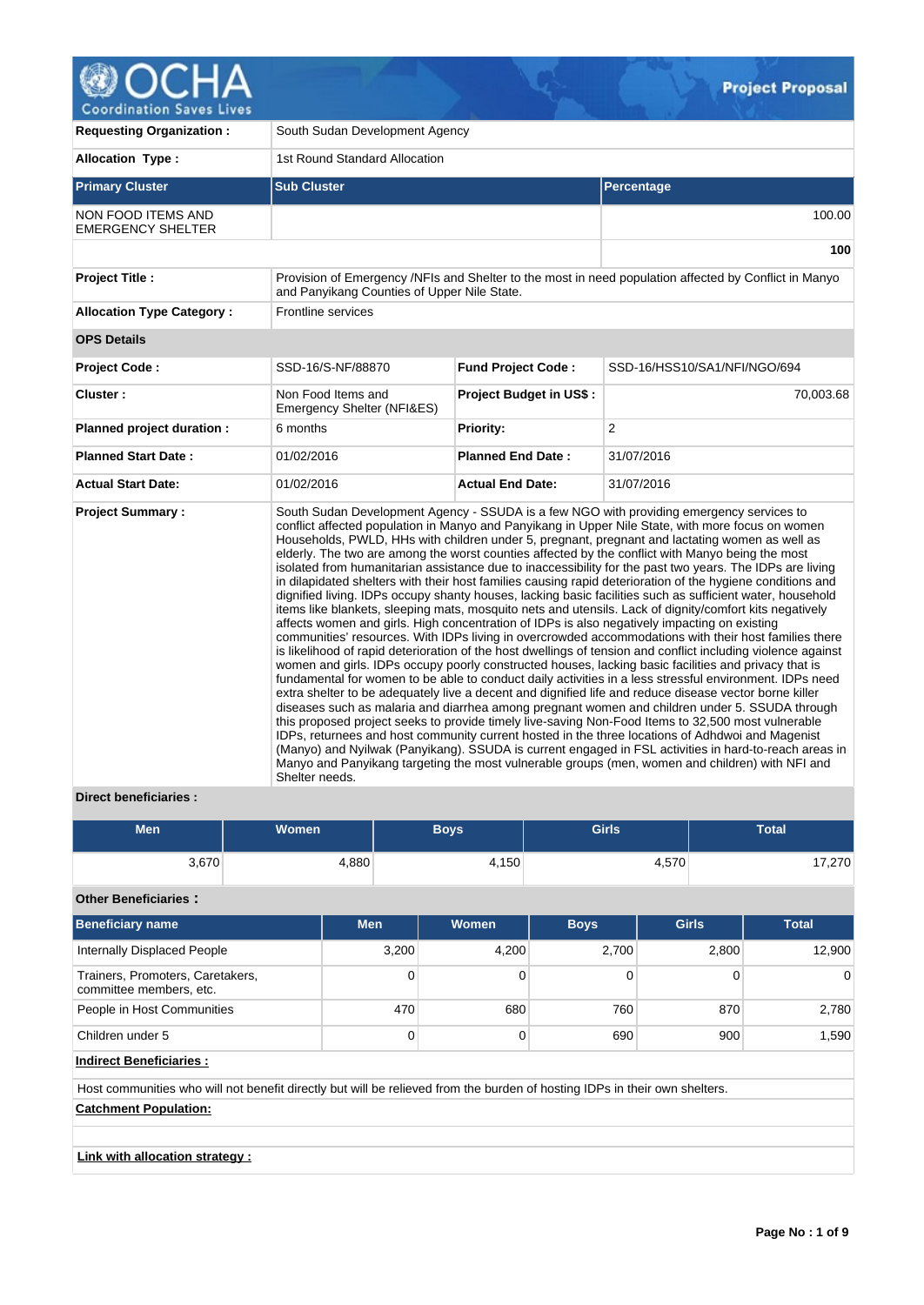# OCHA Coordination Saves Lives — Project Proposal

| | | | |
|---|---|---|---|
| **Requesting Organization :** | South Sudan Development Agency | | |
| **Allocation Type :** | 1st Round Standard Allocation | | |

| Primary Cluster | Sub Cluster | Percentage |
|---|---|---|
| NON FOOD ITEMS AND EMERGENCY SHELTER | | 100.00 |
| | | **100** |

| | | | |
|---|---|---|---|
| **Project Title :** | Provision of Emergency /NFIs and Shelter to the most in need population affected by Conflict in Manyo and Panyikang Counties of Upper Nile State. | | |
| **Allocation Type Category :** | Frontline services | | |
| **OPS Details** | | | |
| **Project Code :** | SSD-16/S-NF/88870 | **Fund Project Code :** | SSD-16/HSS10/SA1/NFI/NGO/694 |
| **Cluster :** | Non Food Items and Emergency Shelter (NFI&ES) | **Project Budget in US$ :** | 70,003.68 |
| **Planned project duration :** | 6 months | **Priority:** | 2 |
| **Planned Start Date :** | 01/02/2016 | **Planned End Date :** | 31/07/2016 |
| **Actual Start Date:** | 01/02/2016 | **Actual End Date:** | 31/07/2016 |

**Project Summary :**

South Sudan Development Agency - SSUDA is a few NGO with providing emergency services to conflict affected population in Manyo and Panyikang in Upper Nile State, with more focus on women Households, PWLD, HHs with children under 5, pregnant, pregnant and lactating women as well as elderly. The two are among the worst counties affected by the conflict with Manyo being the most isolated from humanitarian assistance due to inaccessibility for the past two years. The IDPs are living in dilapidated shelters with their host families causing rapid deterioration of the hygiene conditions and dignified living. IDPs occupy shanty houses, lacking basic facilities such as sufficient water, household items like blankets, sleeping mats, mosquito nets and utensils. Lack of dignity/comfort kits negatively affects women and girls. High concentration of IDPs is also negatively impacting on existing communities' resources. With IDPs living in overcrowded accommodations with their host families there is likelihood of rapid deterioration of the host dwellings of tension and conflict including violence against women and girls. IDPs occupy poorly constructed houses, lacking basic facilities and privacy that is fundamental for women to be able to conduct daily activities in a less stressful environment. IDPs need extra shelter to be adequately live a decent and dignified life and reduce disease vector borne killer diseases such as malaria and diarrhea among pregnant women and children under 5. SSUDA through this proposed project seeks to provide timely live-saving Non-Food Items to 32,500 most vulnerable IDPs, returnees and host community current hosted in the three locations of Adhdwoi and Magenist (Manyo) and Nyilwak (Panyikang). SSUDA is current engaged in FSL activities in hard-to-reach areas in Manyo and Panyikang targeting the most vulnerable groups (men, women and children) with NFI and Shelter needs.

**Direct beneficiaries :**

| Men | Women | Boys | Girls | Total |
|---|---|---|---|---|
| 3,670 | 4,880 | 4,150 | 4,570 | 17,270 |

**Other Beneficiaries :**

| Beneficiary name | Men | Women | Boys | Girls | Total |
|---|---|---|---|---|---|
| Internally Displaced People | 3,200 | 4,200 | 2,700 | 2,800 | 12,900 |
| Trainers, Promoters, Caretakers, committee members, etc. | 0 | 0 | 0 | 0 | 0 |
| People in Host Communities | 470 | 680 | 760 | 870 | 2,780 |
| Children under 5 | 0 | 0 | 690 | 900 | 1,590 |

**Indirect Beneficiaries :**

Host communities who will not benefit directly but will be relieved from the burden of hosting IDPs in their own shelters.

**Catchment Population:**

**Link with allocation strategy :**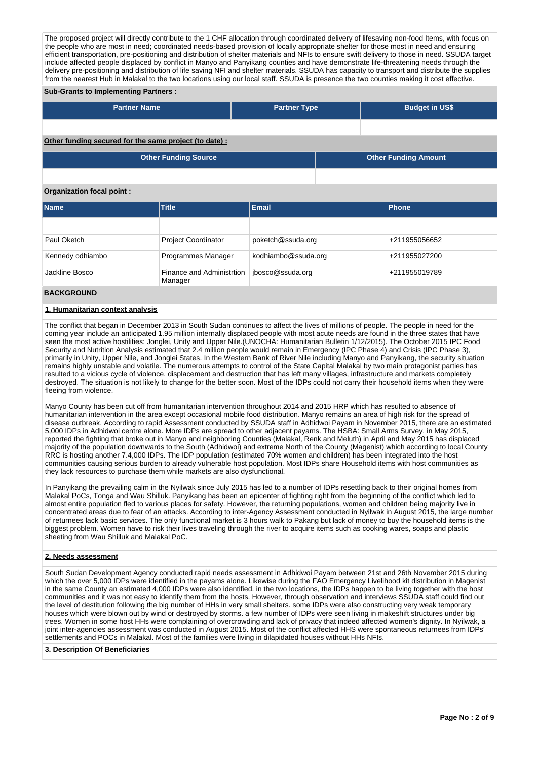The proposed project will directly contribute to the 1 CHF allocation through coordinated delivery of lifesaving non-food Items, with focus on the people who are most in need; coordinated needs-based provision of locally appropriate shelter for those most in need and ensuring efficient transportation, pre-positioning and distribution of shelter materials and NFIs to ensure swift delivery to those in need. SSUDA target include affected people displaced by conflict in Manyo and Panyikang counties and have demonstrate life-threatening needs through the delivery pre-positioning and distribution of life saving NFI and shelter materials. SSUDA has capacity to transport and distribute the supplies from the nearest Hub in Malakal to the two locations using our local staff. SSUDA is presence the two counties making it cost effective.

**Sub-Grants to Implementing Partners :**

| Partner Name | Partner Type | Budget in US$ |
| --- | --- | --- |
| | | |

**Other funding secured for the same project (to date) :**

| Other Funding Source | Other Funding Amount |
| --- | --- |
| | |

**Organization focal point :**

| Name | Title | Email | Phone |
| --- | --- | --- | --- |
| | | | |
| Paul Oketch | Project Coordinator | poketch@ssuda.org | +211955056652 |
| Kennedy odhiambo | Programmes Manager | kodhiambo@ssuda.org | +211955027200 |
| Jackline Bosco | Finance and Administrtion Manager | jbosco@ssuda.org | +211955019789 |

## BACKGROUND

### 1. Humanitarian context analysis

The conflict that began in December 2013 in South Sudan continues to affect the lives of millions of people. The people in need for the coming year include an anticipated 1.95 million internally displaced people with most acute needs are found in the three states that have seen the most active hostilities: Jonglei, Unity and Upper Nile.(UNOCHA: Humanitarian Bulletin 1/12/2015). The October 2015 IPC Food Security and Nutrition Analysis estimated that 2.4 million people would remain in Emergency (IPC Phase 4) and Crisis (IPC Phase 3), primarily in Unity, Upper Nile, and Jonglei States. In the Western Bank of River Nile including Manyo and Panyikang, the security situation remains highly unstable and volatile. The numerous attempts to control of the State Capital Malakal by two main protagonist parties has resulted to a vicious cycle of violence, displacement and destruction that has left many villages, infrastructure and markets completely destroyed. The situation is not likely to change for the better soon. Most of the IDPs could not carry their household items when they were fleeing from violence.

Manyo County has been cut off from humanitarian intervention throughout 2014 and 2015 HRP which has resulted to absence of humanitarian intervention in the area except occasional mobile food distribution. Manyo remains an area of high risk for the spread of disease outbreak. According to rapid Assessment conducted by SSUDA staff in Adhidwoi Payam in November 2015, there are an estimated 5,000 IDPs in Adhidwoi centre alone. More IDPs are spread to other adjacent payams. The HSBA: Small Arms Survey, in May 2015, reported the fighting that broke out in Manyo and neighboring Counties (Malakal, Renk and Meluth) in April and May 2015 has displaced majority of the population downwards to the South (Adhidwoi) and extreme North of the County (Magenist) which according to local County RRC is hosting another 7.4,000 IDPs. The IDP population (estimated 70% women and children) has been integrated into the host communities causing serious burden to already vulnerable host population. Most IDPs share Household items with host communities as they lack resources to purchase them while markets are also dysfunctional.

In Panyikang the prevailing calm in the Nyilwak since July 2015 has led to a number of IDPs resettling back to their original homes from Malakal PoCs, Tonga and Wau Shilluk. Panyikang has been an epicenter of fighting right from the beginning of the conflict which led to almost entire population fled to various places for safety. However, the returning populations, women and children being majority live in concentrated areas due to fear of an attacks. According to inter-Agency Assessment conducted in Nyilwak in August 2015, the large number of returnees lack basic services. The only functional market is 3 hours walk to Pakang but lack of money to buy the household items is the biggest problem. Women have to risk their lives traveling through the river to acquire items such as cooking wares, soaps and plastic sheeting from Wau Shilluk and Malakal PoC.

### 2. Needs assessment

South Sudan Development Agency conducted rapid needs assessment in Adhidwoi Payam between 21st and 26th November 2015 during which the over 5,000 IDPs were identified in the payams alone. Likewise during the FAO Emergency Livelihood kit distribution in Magenist in the same County an estimated 4,000 IDPs were also identified. in the two locations, the IDPs happen to be living together with the host communities and it was not easy to identify them from the hosts. However, through observation and interviews SSUDA staff could find out the level of destitution following the big number of HHs in very small shelters. some IDPs were also constructing very weak temporary houses which were blown out by wind or destroyed by storms. a few number of IDPs were seen living in makeshift structures under big trees. Women in some host HHs were complaining of overcrowding and lack of privacy that indeed affected women's dignity. In Nyilwak, a joint inter-agencies assessment was conducted in August 2015. Most of the conflict affected HHS were spontaneous returnees from IDPs' settlements and POCs in Malakal. Most of the families were living in dilapidated houses without HHs NFIs.

### 3. Description Of Beneficiaries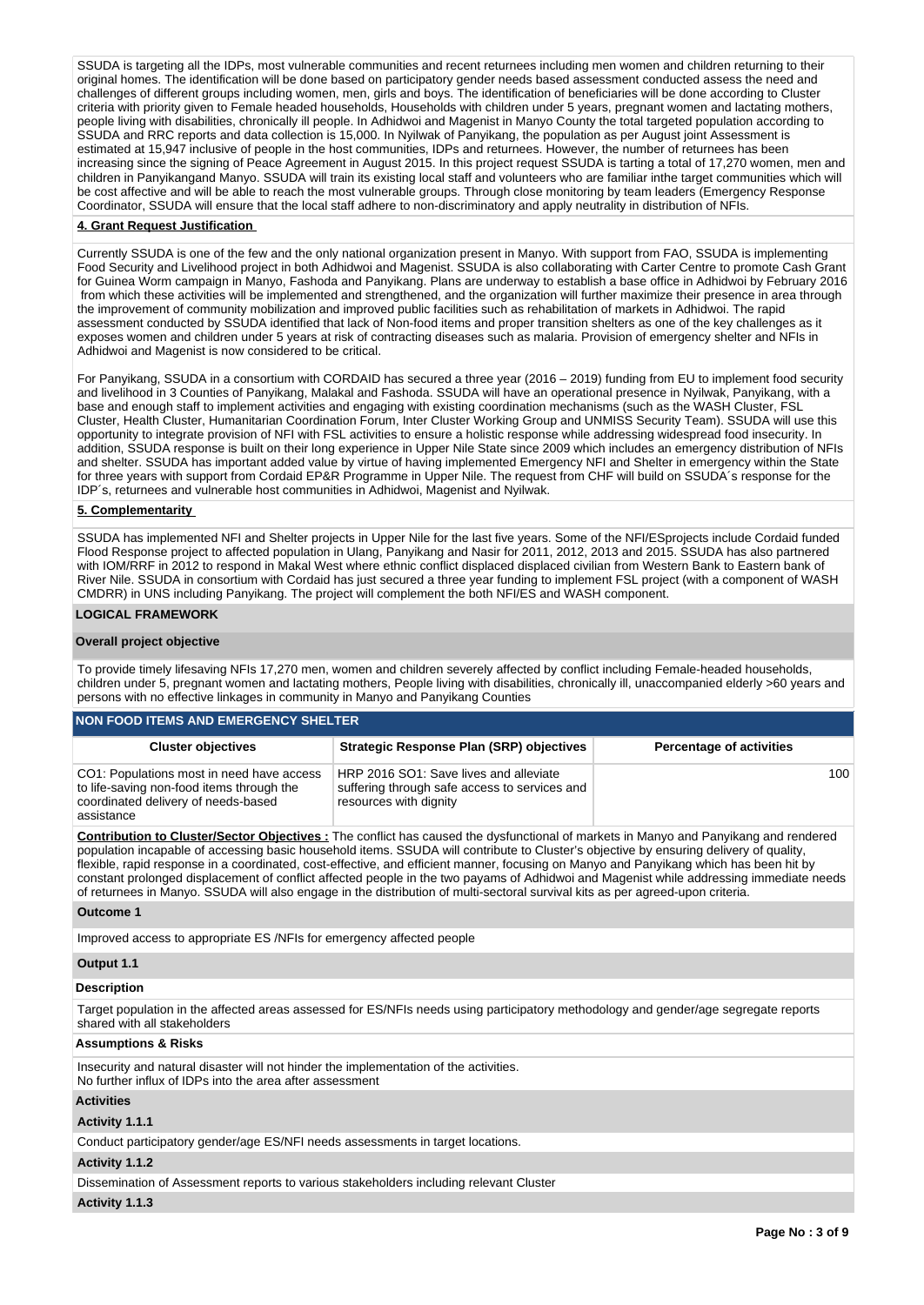SSUDA is targeting all the IDPs, most vulnerable communities and recent returnees including men women and children returning to their original homes. The identification will be done based on participatory gender needs based assessment conducted assess the need and challenges of different groups including women, men, girls and boys. The identification of beneficiaries will be done according to Cluster criteria with priority given to Female headed households, Households with children under 5 years, pregnant women and lactating mothers, people living with disabilities, chronically ill people. In Adhidwoi and Magenist in Manyo County the total targeted population according to SSUDA and RRC reports and data collection is 15,000. In Nyilwak of Panyikang, the population as per August joint Assessment is estimated at 15,947 inclusive of people in the host communities, IDPs and returnees. However, the number of returnees has been increasing since the signing of Peace Agreement in August 2015. In this project request SSUDA is tarting a total of 17,270 women, men and children in Panyikangand Manyo. SSUDA will train its existing local staff and volunteers who are familiar inthe target communities which will be cost affective and will be able to reach the most vulnerable groups. Through close monitoring by team leaders (Emergency Response Coordinator, SSUDA will ensure that the local staff adhere to non-discriminatory and apply neutrality in distribution of NFIs.

**4. Grant Request Justification**

Currently SSUDA is one of the few and the only national organization present in Manyo. With support from FAO, SSUDA is implementing Food Security and Livelihood project in both Adhidwoi and Magenist. SSUDA is also collaborating with Carter Centre to promote Cash Grant for Guinea Worm campaign in Manyo, Fashoda and Panyikang. Plans are underway to establish a base office in Adhidwoi by February 2016 from which these activities will be implemented and strengthened, and the organization will further maximize their presence in area through the improvement of community mobilization and improved public facilities such as rehabilitation of markets in Adhidwoi. The rapid assessment conducted by SSUDA identified that lack of Non-food items and proper transition shelters as one of the key challenges as it exposes women and children under 5 years at risk of contracting diseases such as malaria. Provision of emergency shelter and NFIs in Adhidwoi and Magenist is now considered to be critical.

For Panyikang, SSUDA in a consortium with CORDAID has secured a three year (2016 – 2019) funding from EU to implement food security and livelihood in 3 Counties of Panyikang, Malakal and Fashoda. SSUDA will have an operational presence in Nyilwak, Panyikang, with a base and enough staff to implement activities and engaging with existing coordination mechanisms (such as the WASH Cluster, FSL Cluster, Health Cluster, Humanitarian Coordination Forum, Inter Cluster Working Group and UNMISS Security Team). SSUDA will use this opportunity to integrate provision of NFI with FSL activities to ensure a holistic response while addressing widespread food insecurity. In addition, SSUDA response is built on their long experience in Upper Nile State since 2009 which includes an emergency distribution of NFIs and shelter. SSUDA has important added value by virtue of having implemented Emergency NFI and Shelter in emergency within the State for three years with support from Cordaid EP&R Programme in Upper Nile. The request from CHF will build on SSUDA´s response for the IDP´s, returnees and vulnerable host communities in Adhidwoi, Magenist and Nyilwak.

**5. Complementarity**

SSUDA has implemented NFI and Shelter projects in Upper Nile for the last five years. Some of the NFI/ESprojects include Cordaid funded Flood Response project to affected population in Ulang, Panyikang and Nasir for 2011, 2012, 2013 and 2015. SSUDA has also partnered with IOM/RRF in 2012 to respond in Makal West where ethnic conflict displaced displaced civilian from Western Bank to Eastern bank of River Nile. SSUDA in consortium with Cordaid has just secured a three year funding to implement FSL project (with a component of WASH CMDRR) in UNS including Panyikang. The project will complement the both NFI/ES and WASH component.

## LOGICAL FRAMEWORK

**Overall project objective**

To provide timely lifesaving NFIs 17,270 men, women and children severely affected by conflict including Female-headed households, children under 5, pregnant women and lactating mothers, People living with disabilities, chronically ill, unaccompanied elderly >60 years and persons with no effective linkages in community in Manyo and Panyikang Counties

**NON FOOD ITEMS AND EMERGENCY SHELTER**

| Cluster objectives | Strategic Response Plan (SRP) objectives | Percentage of activities |
|---|---|---|
| CO1: Populations most in need have access to life-saving non-food items through the coordinated delivery of needs-based assistance | HRP 2016 SO1: Save lives and alleviate suffering through safe access to services and resources with dignity | 100 |

**Contribution to Cluster/Sector Objectives :** The conflict has caused the dysfunctional of markets in Manyo and Panyikang and rendered population incapable of accessing basic household items. SSUDA will contribute to Cluster's objective by ensuring delivery of quality, flexible, rapid response in a coordinated, cost-effective, and efficient manner, focusing on Manyo and Panyikang which has been hit by constant prolonged displacement of conflict affected people in the two payams of Adhidwoi and Magenist while addressing immediate needs of returnees in Manyo. SSUDA will also engage in the distribution of multi-sectoral survival kits as per agreed-upon criteria.

**Outcome 1**

Improved access to appropriate ES /NFIs for emergency affected people

**Output 1.1**

**Description**

Target population in the affected areas assessed for ES/NFIs needs using participatory methodology and gender/age segregate reports shared with all stakeholders

**Assumptions & Risks**

Insecurity and natural disaster will not hinder the implementation of the activities.
No further influx of IDPs into the area after assessment

**Activities**

**Activity 1.1.1**

Conduct participatory gender/age ES/NFI needs assessments in target locations.

**Activity 1.1.2**

Dissemination of Assessment reports to various stakeholders including relevant Cluster

**Activity 1.1.3**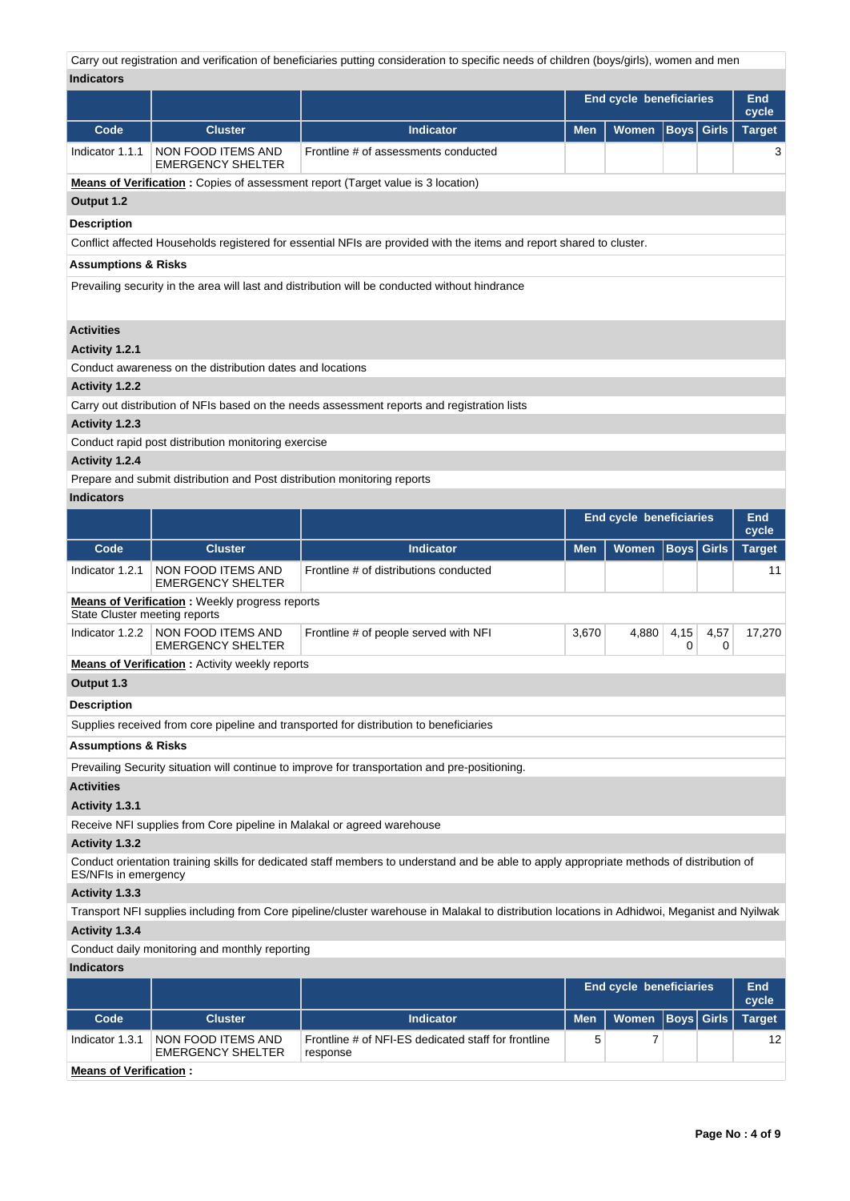Carry out registration and verification of beneficiaries putting consideration to specific needs of children (boys/girls), women and men

**Indicators**

| | | | End cycle beneficiaries | | | | End cycle |
|---|---|---|---|---|---|---|---|
| **Code** | **Cluster** | **Indicator** | **Men** | **Women** | **Boys** | **Girls** | **Target** |
| Indicator 1.1.1 | NON FOOD ITEMS AND EMERGENCY SHELTER | Frontline # of assessments conducted | | | | | 3 |

**Means of Verification :** Copies of assessment report (Target value is 3 location)

**Output 1.2**

**Description**

Conflict affected Households registered for essential NFIs are provided with the items and report shared to cluster.

**Assumptions & Risks**

Prevailing security in the area will last and distribution will be conducted without hindrance

**Activities**

**Activity 1.2.1**

Conduct awareness on the distribution dates and locations

**Activity 1.2.2**

Carry out distribution of NFIs based on the needs assessment reports and registration lists

**Activity 1.2.3**

Conduct rapid post distribution monitoring exercise

**Activity 1.2.4**

Prepare and submit distribution and Post distribution monitoring reports

**Indicators**

| | | | End cycle beneficiaries | | | | End cycle |
|---|---|---|---|---|---|---|---|
| **Code** | **Cluster** | **Indicator** | **Men** | **Women** | **Boys** | **Girls** | **Target** |
| Indicator 1.2.1 | NON FOOD ITEMS AND EMERGENCY SHELTER | Frontline # of distributions conducted | | | | | 11 |
| **Means of Verification :** Weekly progress reports State Cluster meeting reports | | | | | | | |
| Indicator 1.2.2 | NON FOOD ITEMS AND EMERGENCY SHELTER | Frontline # of people served with NFI | 3,670 | 4,880 | 4,150 | 4,570 | 17,270 |

**Means of Verification :** Activity weekly reports

**Output 1.3**

**Description**

Supplies received from core pipeline and transported for distribution to beneficiaries

**Assumptions & Risks**

Prevailing Security situation will continue to improve for transportation and pre-positioning.

**Activities**

**Activity 1.3.1**

Receive NFI supplies from Core pipeline in Malakal or agreed warehouse

**Activity 1.3.2**

Conduct orientation training skills for dedicated staff members to understand and be able to apply appropriate methods of distribution of ES/NFIs in emergency

**Activity 1.3.3**

Transport NFI supplies including from Core pipeline/cluster warehouse in Malakal to distribution locations in Adhidwoi, Meganist and Nyilwak

**Activity 1.3.4**

Conduct daily monitoring and monthly reporting

**Indicators**

| | | | End cycle beneficiaries | | | | End cycle |
|---|---|---|---|---|---|---|---|
| **Code** | **Cluster** | **Indicator** | **Men** | **Women** | **Boys** | **Girls** | **Target** |
| Indicator 1.3.1 | NON FOOD ITEMS AND EMERGENCY SHELTER | Frontline # of NFI-ES dedicated staff for frontline response | 5 | 7 | | | 12 |

**Means of Verification :**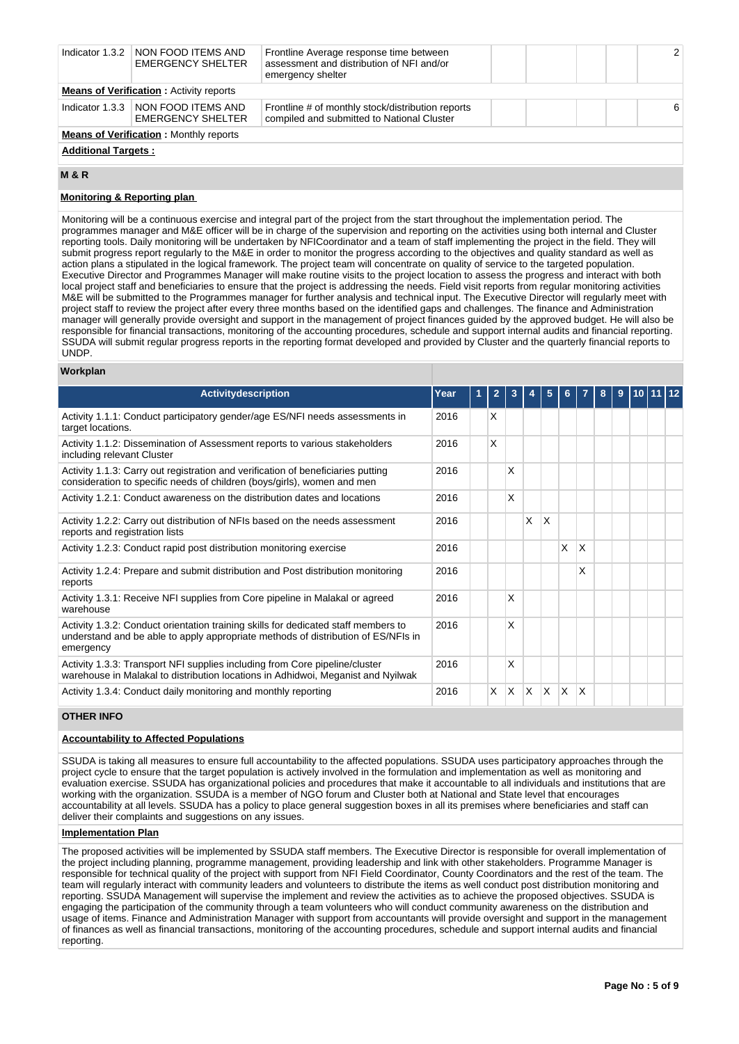| Indicator 1.3.2 | NON FOOD ITEMS AND EMERGENCY SHELTER | Frontline Average response time between assessment and distribution of NFI and/or emergency shelter | | | | | 2 |
|---|---|---|---|---|---|---|---|

**Means of Verification :** Activity reports

| Indicator 1.3.3 | NON FOOD ITEMS AND EMERGENCY SHELTER | Frontline # of monthly stock/distribution reports compiled and submitted to National Cluster | | | | | 6 |
|---|---|---|---|---|---|---|---|

**Means of Verification :** Monthly reports

**Additional Targets :**

## M & R

### Monitoring & Reporting plan

Monitoring will be a continuous exercise and integral part of the project from the start throughout the implementation period. The programmes manager and M&E officer will be in charge of the supervision and reporting on the activities using both internal and Cluster reporting tools. Daily monitoring will be undertaken by NFICoordinator and a team of staff implementing the project in the field. They will submit progress report regularly to the M&E in order to monitor the progress according to the objectives and quality standard as well as action plans a stipulated in the logical framework. The project team will concentrate on quality of service to the targeted population. Executive Director and Programmes Manager will make routine visits to the project location to assess the progress and interact with both local project staff and beneficiaries to ensure that the project is addressing the needs. Field visit reports from regular monitoring activities M&E will be submitted to the Programmes manager for further analysis and technical input. The Executive Director will regularly meet with project staff to review the project after every three months based on the identified gaps and challenges. The finance and Administration manager will generally provide oversight and support in the management of project finances guided by the approved budget. He will also be responsible for financial transactions, monitoring of the accounting procedures, schedule and support internal audits and financial reporting. SSUDA will submit regular progress reports in the reporting format developed and provided by Cluster and the quarterly financial reports to UNDP.

### Workplan

| Activitydescription | Year | 1 | 2 | 3 | 4 | 5 | 6 | 7 | 8 | 9 | 10 | 11 | 12 |
|---|---|---|---|---|---|---|---|---|---|---|---|---|---|
| Activity 1.1.1: Conduct participatory gender/age ES/NFI needs assessments in target locations. | 2016 | | X | | | | | | | | | | |
| Activity 1.1.2: Dissemination of Assessment reports to various stakeholders including relevant Cluster | 2016 | | X | | | | | | | | | | |
| Activity 1.1.3: Carry out registration and verification of beneficiaries putting consideration to specific needs of children (boys/girls), women and men | 2016 | | | X | | | | | | | | | |
| Activity 1.2.1: Conduct awareness on the distribution dates and locations | 2016 | | | X | | | | | | | | | |
| Activity 1.2.2: Carry out distribution of NFIs based on the needs assessment reports and registration lists | 2016 | | | | X | X | | | | | | | |
| Activity 1.2.3: Conduct rapid post distribution monitoring exercise | 2016 | | | | | | X | X | | | | | |
| Activity 1.2.4: Prepare and submit distribution and Post distribution monitoring reports | 2016 | | | | | | | X | | | | | |
| Activity 1.3.1: Receive NFI supplies from Core pipeline in Malakal or agreed warehouse | 2016 | | | X | | | | | | | | | |
| Activity 1.3.2: Conduct orientation training skills for dedicated staff members to understand and be able to apply appropriate methods of distribution of ES/NFIs in emergency | 2016 | | | X | | | | | | | | | |
| Activity 1.3.3: Transport NFI supplies including from Core pipeline/cluster warehouse in Malakal to distribution locations in Adhidwoi, Meganist and Nyilwak | 2016 | | | X | | | | | | | | | |
| Activity 1.3.4: Conduct daily monitoring and monthly reporting | 2016 | | X | X | X | X | X | X | | | | | |

## OTHER INFO

### Accountability to Affected Populations

SSUDA is taking all measures to ensure full accountability to the affected populations. SSUDA uses participatory approaches through the project cycle to ensure that the target population is actively involved in the formulation and implementation as well as monitoring and evaluation exercise. SSUDA has organizational policies and procedures that make it accountable to all individuals and institutions that are working with the organization. SSUDA is a member of NGO forum and Cluster both at National and State level that encourages accountability at all levels. SSUDA has a policy to place general suggestion boxes in all its premises where beneficiaries and staff can deliver their complaints and suggestions on any issues.

### Implementation Plan

The proposed activities will be implemented by SSUDA staff members. The Executive Director is responsible for overall implementation of the project including planning, programme management, providing leadership and link with other stakeholders. Programme Manager is responsible for technical quality of the project with support from NFI Field Coordinator, County Coordinators and the rest of the team. The team will regularly interact with community leaders and volunteers to distribute the items as well conduct post distribution monitoring and reporting. SSUDA Management will supervise the implement and review the activities as to achieve the proposed objectives. SSUDA is engaging the participation of the community through a team volunteers who will conduct community awareness on the distribution and usage of items. Finance and Administration Manager with support from accountants will provide oversight and support in the management of finances as well as financial transactions, monitoring of the accounting procedures, schedule and support internal audits and financial reporting.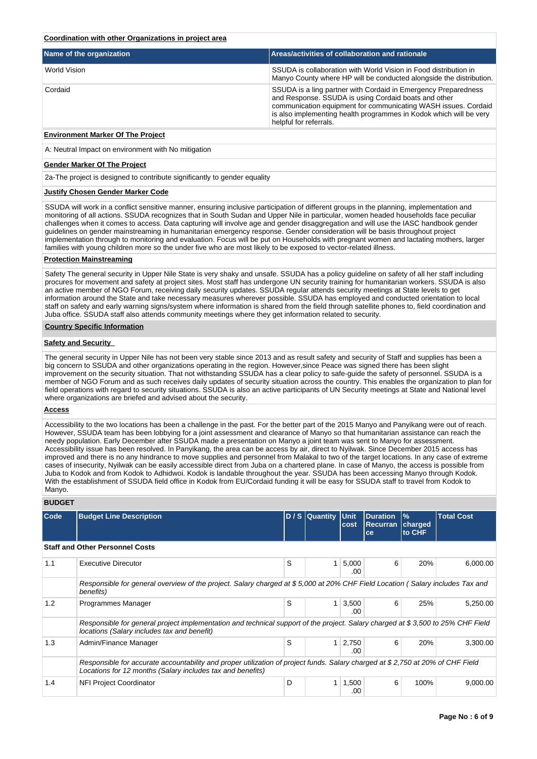**Coordination with other Organizations in project area**

| Name of the organization | Areas/activities of collaboration and rationale |
|---|---|
| World Vision | SSUDA is collaboration with World Vision in Food distribution in Manyo County where HP will be conducted alongside the distribution. |
| Cordaid | SSUDA is a ling partner with Cordaid in Emergency Preparedness and Response. SSUDA is using Cordaid boats and other communication equipment for communicating WASH issues. Cordaid is also implementing health programmes in Kodok which will be very helpful for referrals. |

**Environment Marker Of The Project**

A: Neutral Impact on environment with No mitigation

**Gender Marker Of The Project**

2a-The project is designed to contribute significantly to gender equality

**Justify Chosen Gender Marker Code**

SSUDA will work in a conflict sensitive manner, ensuring inclusive participation of different groups in the planning, implementation and monitoring of all actions. SSUDA recognizes that in South Sudan and Upper Nile in particular, women headed households face peculiar challenges when it comes to access. Data capturing will involve age and gender disaggregation and will use the IASC handbook gender guidelines on gender mainstreaming in humanitarian emergency response. Gender consideration will be basis throughout project implementation through to monitoring and evaluation. Focus will be put on Households with pregnant women and lactating mothers, larger families with young children more so the under five who are most likely to be exposed to vector-related illness.

**Protection Mainstreaming**

Safety The general security in Upper Nile State is very shaky and unsafe. SSUDA has a policy guideline on safety of all her staff including procures for movement and safety at project sites. Most staff has undergone UN security training for humanitarian workers. SSUDA is also an active member of NGO Forum, receiving daily security updates. SSUDA regular attends security meetings at State levels to get information around the State and take necessary measures wherever possible. SSUDA has employed and conducted orientation to local staff on safety and early warning signs/system where information is shared from the field through satellite phones to, field coordination and Juba office. SSUDA staff also attends community meetings where they get information related to security.

**Country Specific Information**

**Safety and Security**

The general security in Upper Nile has not been very stable since 2013 and as result safety and security of Staff and supplies has been a big concern to SSUDA and other organizations operating in the region. However,since Peace was signed there has been slight improvement on the security situation. That not withstanding SSUDA has a clear policy to safe-guide the safety of personnel. SSUDA is a member of NGO Forum and as such receives daily updates of security situation across the country. This enables the organization to plan for field operations with regard to security situations. SSUDA is also an active participants of UN Security meetings at State and National level where organizations are briefed and advised about the security.

**Access**

Accessibility to the two locations has been a challenge in the past. For the better part of the 2015 Manyo and Panyikang were out of reach. However, SSUDA team has been lobbying for a joint assessment and clearance of Manyo so that humanitarian assistance can reach the needy population. Early December after SSUDA made a presentation on Manyo a joint team was sent to Manyo for assessment. Accessibility issue has been resolved. In Panyikang, the area can be access by air, direct to Nyilwak. Since December 2015 access has improved and there is no any hindrance to move supplies and personnel from Malakal to two of the target locations. In any case of extreme cases of insecurity, Nyilwak can be easily accessible direct from Juba on a chartered plane. In case of Manyo, the access is possible from Juba to Kodok and from Kodok to Adhidwoi. Kodok is landable throughout the year. SSUDA has been accessing Manyo through Kodok. With the establishment of SSUDA field office in Kodok from EU/Cordaid funding it will be easy for SSUDA staff to travel from Kodok to Manyo.

**BUDGET**

| Code | Budget Line Description | D / S | Quantity | Unit cost | Duration Recurrance | % charged to CHF | Total Cost |
|---|---|---|---|---|---|---|---|
| **Staff and Other Personnel Costs** | | | | | | | |
| 1.1 | Executive Direcutor | S | 1 | 5,000.00 | 6 | 20% | 6,000.00 |
| | *Responsible for general overview of the project. Salary charged at $ 5,000 at 20% CHF Field Location ( Salary includes Tax and benefits)* | | | | | | |
| 1.2 | Programmes Manager | S | 1 | 3,500.00 | 6 | 25% | 5,250.00 |
| | *Responsible for general project implementation and technical support of the project. Salary charged at $ 3,500 to 25% CHF Field locations (Salary includes tax and benefit)* | | | | | | |
| 1.3 | Admin/Finance Manager | S | 1 | 2,750.00 | 6 | 20% | 3,300.00 |
| | *Responsible for accurate accountability and proper utilization of project funds. Salary charged at $ 2,750 at 20% of CHF Field Locations for 12 months (Salary includes tax and benefits)* | | | | | | |
| 1.4 | NFI Project Coordinator | D | 1 | 1,500.00 | 6 | 100% | 9,000.00 |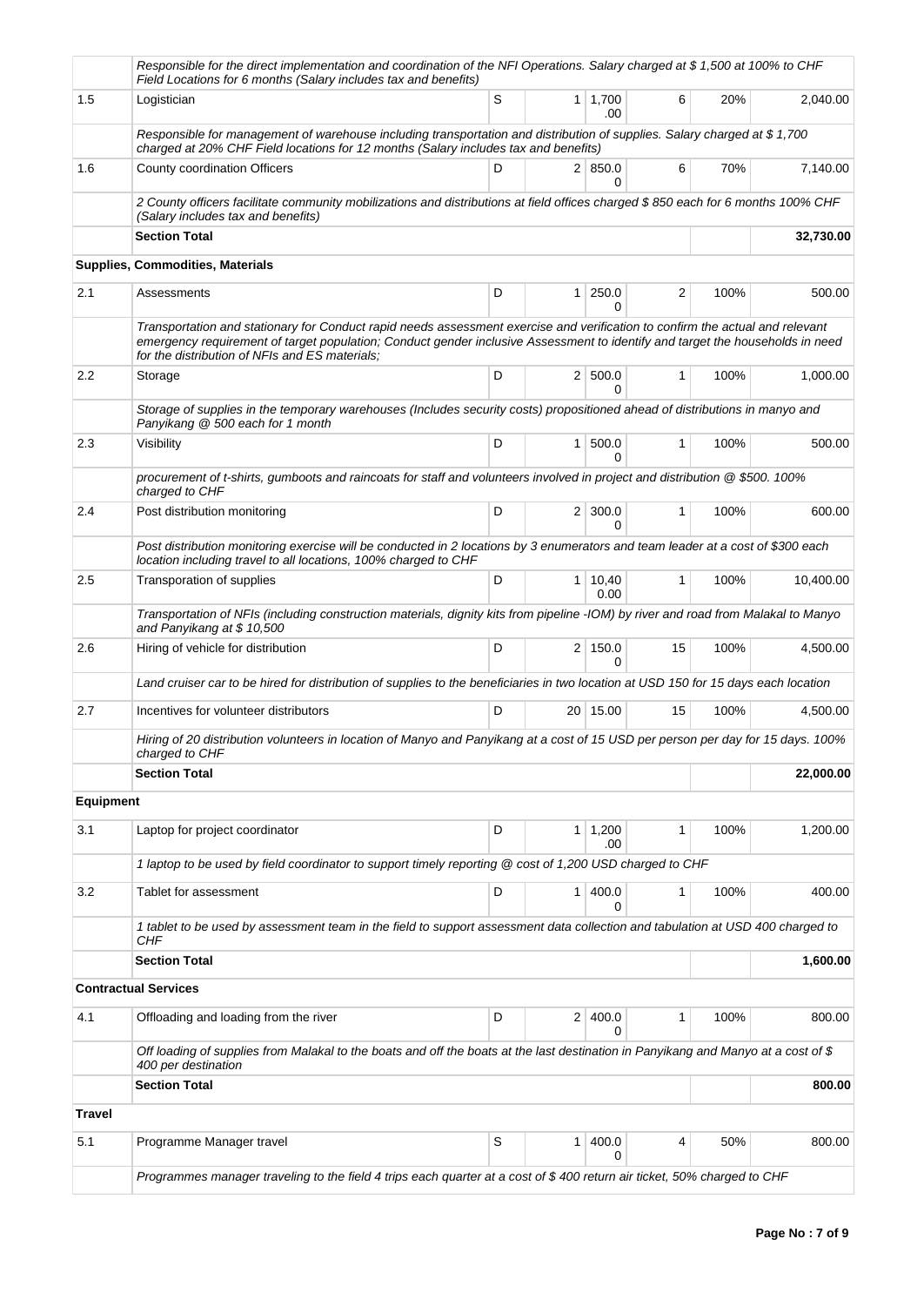| | | | | | | | |
|---|---|---|---|---|---|---|---|
| | *Responsible for the direct implementation and coordination of the NFI Operations. Salary charged at $ 1,500 at 100% to CHF Field Locations for 6 months (Salary includes tax and benefits)* | | | | | | |
| 1.5 | Logistician | S | 1 | 1,700.00 | 6 | 20% | 2,040.00 |
| | *Responsible for management of warehouse including transportation and distribution of supplies. Salary charged at $ 1,700 charged at 20% CHF Field locations for 12 months (Salary includes tax and benefits)* | | | | | | |
| 1.6 | County coordination Officers | D | 2 | 850.00 | 6 | 70% | 7,140.00 |
| | *2 County officers facilitate community mobilizations and distributions at field offices charged $ 850 each for 6 months 100% CHF (Salary includes tax and benefits)* | | | | | | |
| | **Section Total** | | | | | | **32,730.00** |
| **Supplies, Commodities, Materials** | | | | | | | |
| 2.1 | Assessments | D | 1 | 250.00 | 2 | 100% | 500.00 |
| | *Transportation and stationary for Conduct rapid needs assessment exercise and verification to confirm the actual and relevant emergency requirement of target population; Conduct gender inclusive Assessment to identify and target the households in need for the distribution of NFIs and ES materials;* | | | | | | |
| 2.2 | Storage | D | 2 | 500.00 | 1 | 100% | 1,000.00 |
| | *Storage of supplies in the temporary warehouses (Includes security costs) propositioned ahead of distributions in manyo and Panyikang @ 500 each for 1 month* | | | | | | |
| 2.3 | Visibility | D | 1 | 500.00 | 1 | 100% | 500.00 |
| | *procurement of t-shirts, gumboots and raincoats for staff and volunteers involved in project and distribution @ $500. 100% charged to CHF* | | | | | | |
| 2.4 | Post distribution monitoring | D | 2 | 300.00 | 1 | 100% | 600.00 |
| | *Post distribution monitoring exercise will be conducted in 2 locations by 3 enumerators and team leader at a cost of $300 each location including travel to all locations, 100% charged to CHF* | | | | | | |
| 2.5 | Transporation of supplies | D | 1 | 10,400.00 | 1 | 100% | 10,400.00 |
| | *Transportation of NFIs (including construction materials, dignity kits from pipeline -IOM) by river and road from Malakal to Manyo and Panyikang at $ 10,500* | | | | | | |
| 2.6 | Hiring of vehicle for distribution | D | 2 | 150.00 | 15 | 100% | 4,500.00 |
| | *Land cruiser car to be hired for distribution of supplies to the beneficiaries in two location at USD 150 for 15 days each location* | | | | | | |
| 2.7 | Incentives for volunteer distributors | D | 20 | 15.00 | 15 | 100% | 4,500.00 |
| | *Hiring of 20 distribution volunteers in location of Manyo and Panyikang at a cost of 15 USD per person per day for 15 days. 100% charged to CHF* | | | | | | |
| | **Section Total** | | | | | | **22,000.00** |
| **Equipment** | | | | | | | |
| 3.1 | Laptop for project coordinator | D | 1 | 1,200.00 | 1 | 100% | 1,200.00 |
| | *1 laptop to be used by field coordinator to support timely reporting @ cost of 1,200 USD charged to CHF* | | | | | | |
| 3.2 | Tablet for assessment | D | 1 | 400.00 | 1 | 100% | 400.00 |
| | *1 tablet to be used by assessment team in the field to support assessment data collection and tabulation at USD 400 charged to CHF* | | | | | | |
| | **Section Total** | | | | | | **1,600.00** |
| **Contractual Services** | | | | | | | |
| 4.1 | Offloading and loading from the river | D | 2 | 400.00 | 1 | 100% | 800.00 |
| | *Off loading of supplies from Malakal to the boats and off the boats at the last destination in Panyikang and Manyo at a cost of $ 400 per destination* | | | | | | |
| | **Section Total** | | | | | | **800.00** |
| **Travel** | | | | | | | |
| 5.1 | Programme Manager travel | S | 1 | 400.00 | 4 | 50% | 800.00 |
| | *Programmes manager traveling to the field 4 trips each quarter at a cost of $ 400 return air ticket, 50% charged to CHF* | | | | | | |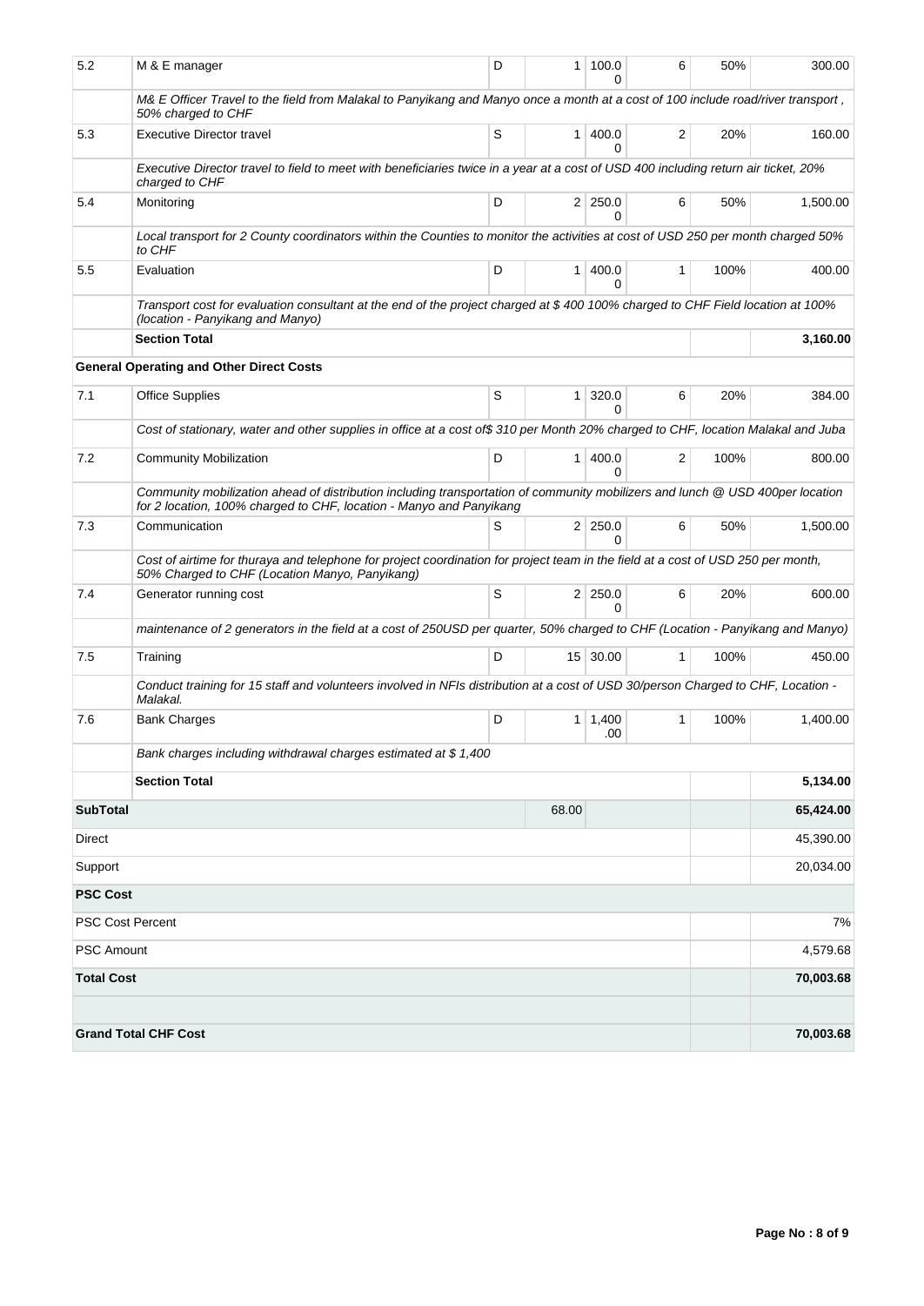| | | | | | | | |
|---|---|---|---|---|---|---|---|
| 5.2 | M & E manager | D | 1 | 100.00 | 6 | 50% | 300.00 |
| | *M& E Officer Travel to the field from Malakal to Panyikang and Manyo once a month at a cost of 100 include road/river transport , 50% charged to CHF* | | | | | | |
| 5.3 | Executive Director travel | S | 1 | 400.00 | 2 | 20% | 160.00 |
| | *Executive Director travel to field to meet with beneficiaries twice in a year at a cost of USD 400 including return air ticket, 20% charged to CHF* | | | | | | |
| 5.4 | Monitoring | D | 2 | 250.00 | 6 | 50% | 1,500.00 |
| | *Local transport for 2 County coordinators within the Counties to monitor the activities at cost of USD 250 per month charged 50% to CHF* | | | | | | |
| 5.5 | Evaluation | D | 1 | 400.00 | 1 | 100% | 400.00 |
| | *Transport cost for evaluation consultant at the end of the project charged at $ 400 100% charged to CHF Field location at 100% (location - Panyikang and Manyo)* | | | | | | |
| | **Section Total** | | | | | | **3,160.00** |
| | **General Operating and Other Direct Costs** | | | | | | |
| 7.1 | Office Supplies | S | 1 | 320.00 | 6 | 20% | 384.00 |
| | *Cost of stationary, water and other supplies in office at a cost of$ 310 per Month 20% charged to CHF, location Malakal and Juba* | | | | | | |
| 7.2 | Community Mobilization | D | 1 | 400.00 | 2 | 100% | 800.00 |
| | *Community mobilization ahead of distribution including transportation of community mobilizers and lunch @ USD 400per location for 2 location, 100% charged to CHF, location - Manyo and Panyikang* | | | | | | |
| 7.3 | Communication | S | 2 | 250.00 | 6 | 50% | 1,500.00 |
| | *Cost of airtime for thuraya and telephone for project coordination for project team in the field at a cost of USD 250 per month, 50% Charged to CHF (Location Manyo, Panyikang)* | | | | | | |
| 7.4 | Generator running cost | S | 2 | 250.00 | 6 | 20% | 600.00 |
| | *maintenance of 2 generators in the field at a cost of 250USD per quarter, 50% charged to CHF (Location - Panyikang and Manyo)* | | | | | | |
| 7.5 | Training | D | 15 | 30.00 | 1 | 100% | 450.00 |
| | *Conduct training for 15 staff and volunteers involved in NFIs distribution at a cost of USD 30/person Charged to CHF, Location - Malakal.* | | | | | | |
| 7.6 | Bank Charges | D | 1 | 1,400.00 | 1 | 100% | 1,400.00 |
| | *Bank charges including withdrawal charges estimated at $ 1,400* | | | | | | |
| | **Section Total** | | | | | | **5,134.00** |
| **SubTotal** | | | 68.00 | | | | **65,424.00** |
| Direct | | | | | | | 45,390.00 |
| Support | | | | | | | 20,034.00 |
| **PSC Cost** | | | | | | | |
| PSC Cost Percent | | | | | | | 7% |
| PSC Amount | | | | | | | 4,579.68 |
| **Total Cost** | | | | | | | **70,003.68** |
| | | | | | | | |
| **Grand Total CHF Cost** | | | | | | | **70,003.68** |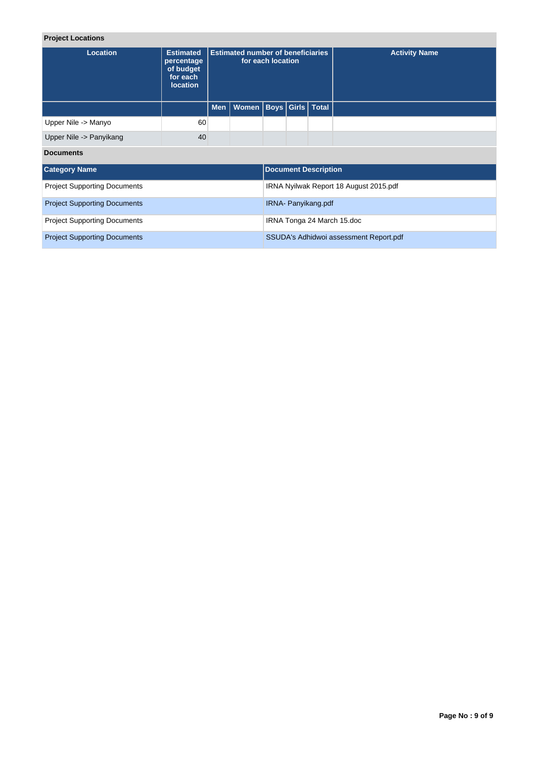**Project Locations**

| Location | Estimated percentage of budget for each location | Estimated number of beneficiaries for each location | | | | | Activity Name |
|---|---|---|---|---|---|---|---|
| | | Men | Women | Boys | Girls | Total | |
| Upper Nile -> Manyo | 60 | | | | | | |
| Upper Nile -> Panyikang | 40 | | | | | | |

**Documents**

| Category Name | Document Description |
|---|---|
| Project Supporting Documents | IRNA Nyilwak Report 18 August 2015.pdf |
| Project Supporting Documents | IRNA- Panyikang.pdf |
| Project Supporting Documents | IRNA Tonga 24 March 15.doc |
| Project Supporting Documents | SSUDA's Adhidwoi assessment Report.pdf |